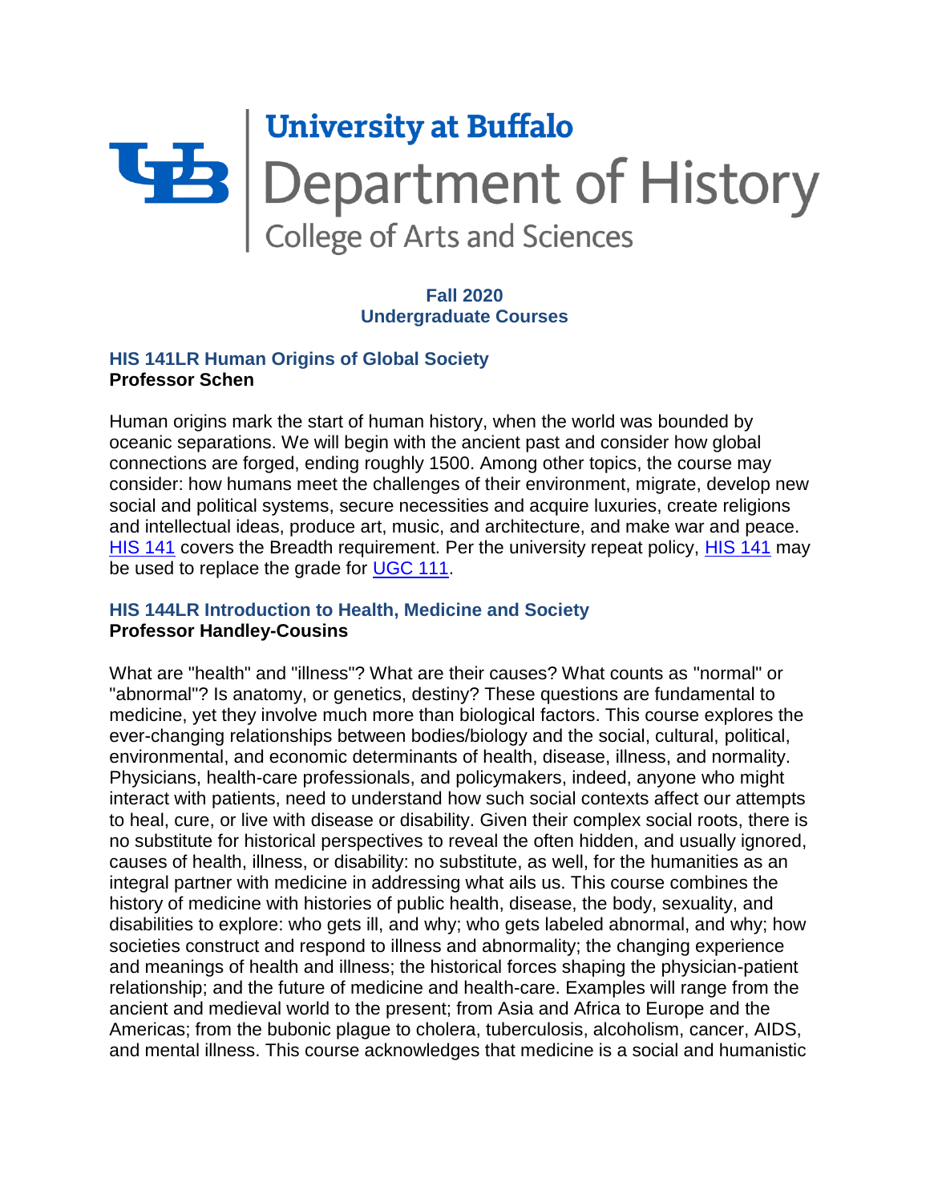# University at Buffalo
## Department of History
### College of Arts and Sciences

**Fall 2020**
**Undergraduate Courses**

### HIS 141LR Human Origins of Global Society
**Professor Schen**

Human origins mark the start of human history, when the world was bounded by oceanic separations. We will begin with the ancient past and consider how global connections are forged, ending roughly 1500. Among other topics, the course may consider: how humans meet the challenges of their environment, migrate, develop new social and political systems, secure necessities and acquire luxuries, create religions and intellectual ideas, produce art, music, and architecture, and make war and peace. HIS 141 covers the Breadth requirement. Per the university repeat policy, HIS 141 may be used to replace the grade for UGC 111.

### HIS 144LR Introduction to Health, Medicine and Society
**Professor Handley-Cousins**

What are "health" and "illness"? What are their causes? What counts as "normal" or "abnormal"? Is anatomy, or genetics, destiny? These questions are fundamental to medicine, yet they involve much more than biological factors. This course explores the ever-changing relationships between bodies/biology and the social, cultural, political, environmental, and economic determinants of health, disease, illness, and normality. Physicians, health-care professionals, and policymakers, indeed, anyone who might interact with patients, need to understand how such social contexts affect our attempts to heal, cure, or live with disease or disability. Given their complex social roots, there is no substitute for historical perspectives to reveal the often hidden, and usually ignored, causes of health, illness, or disability: no substitute, as well, for the humanities as an integral partner with medicine in addressing what ails us. This course combines the history of medicine with histories of public health, disease, the body, sexuality, and disabilities to explore: who gets ill, and why; who gets labeled abnormal, and why; how societies construct and respond to illness and abnormality; the changing experience and meanings of health and illness; the historical forces shaping the physician-patient relationship; and the future of medicine and health-care. Examples will range from the ancient and medieval world to the present; from Asia and Africa to Europe and the Americas; from the bubonic plague to cholera, tuberculosis, alcoholism, cancer, AIDS, and mental illness. This course acknowledges that medicine is a social and humanistic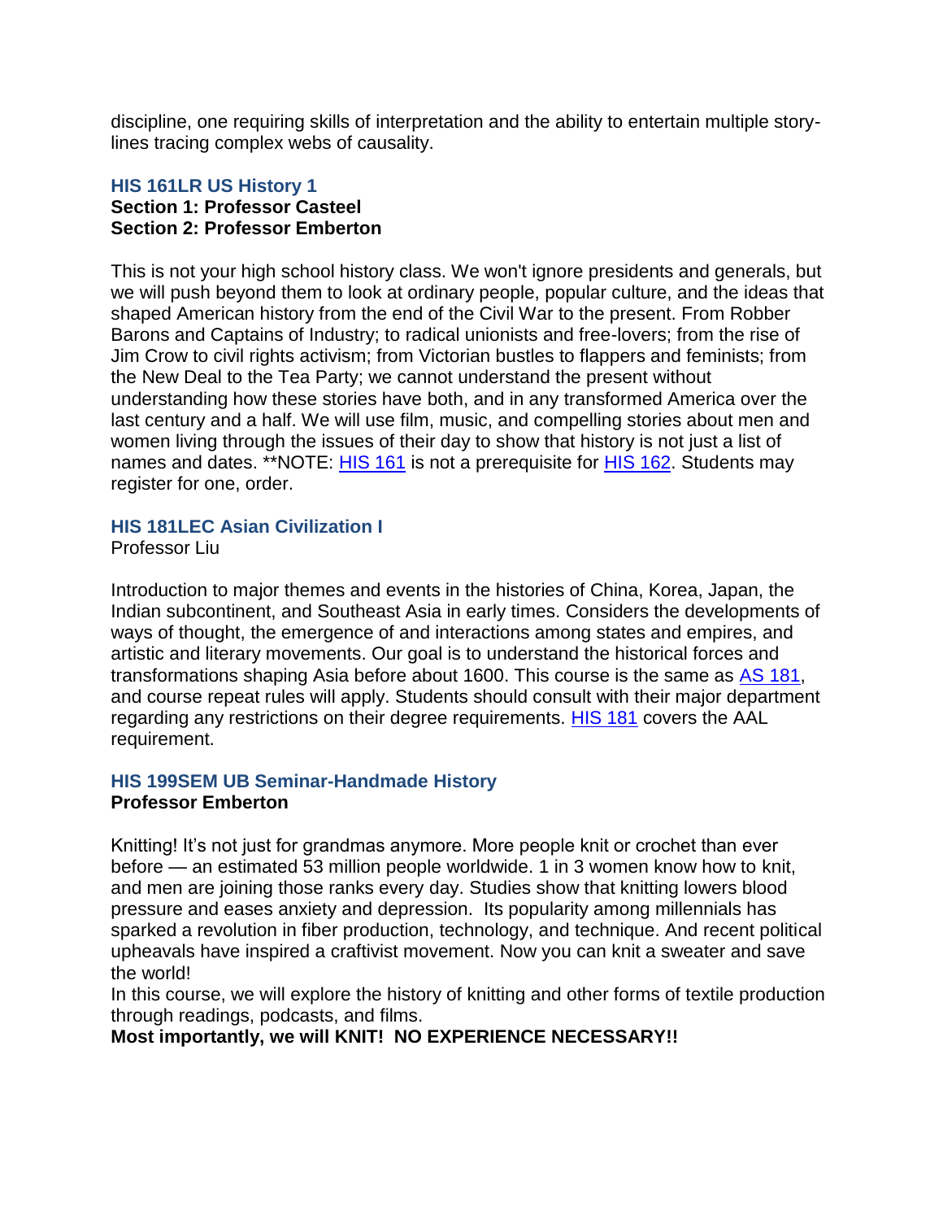discipline, one requiring skills of interpretation and the ability to entertain multiple story-lines tracing complex webs of causality.

### HIS 161LR US History 1

**Section 1: Professor Casteel**
**Section 2: Professor Emberton**

This is not your high school history class. We won't ignore presidents and generals, but we will push beyond them to look at ordinary people, popular culture, and the ideas that shaped American history from the end of the Civil War to the present. From Robber Barons and Captains of Industry; to radical unionists and free-lovers; from the rise of Jim Crow to civil rights activism; from Victorian bustles to flappers and feminists; from the New Deal to the Tea Party; we cannot understand the present without understanding how these stories have both, and in any transformed America over the last century and a half. We will use film, music, and compelling stories about men and women living through the issues of their day to show that history is not just a list of names and dates. **NOTE: [HIS 161]() is not a prerequisite for [HIS 162](). Students may register for one, order.

### HIS 181LEC Asian Civilization I

Professor Liu

Introduction to major themes and events in the histories of China, Korea, Japan, the Indian subcontinent, and Southeast Asia in early times. Considers the developments of ways of thought, the emergence of and interactions among states and empires, and artistic and literary movements. Our goal is to understand the historical forces and transformations shaping Asia before about 1600. This course is the same as [AS 181](), and course repeat rules will apply. Students should consult with their major department regarding any restrictions on their degree requirements. [HIS 181]() covers the AAL requirement.

### HIS 199SEM UB Seminar-Handmade History

**Professor Emberton**

Knitting! It's not just for grandmas anymore. More people knit or crochet than ever before — an estimated 53 million people worldwide. 1 in 3 women know how to knit, and men are joining those ranks every day. Studies show that knitting lowers blood pressure and eases anxiety and depression. Its popularity among millennials has sparked a revolution in fiber production, technology, and technique. And recent political upheavals have inspired a craftivist movement. Now you can knit a sweater and save the world!

In this course, we will explore the history of knitting and other forms of textile production through readings, podcasts, and films.

**Most importantly, we will KNIT! NO EXPERIENCE NECESSARY!!**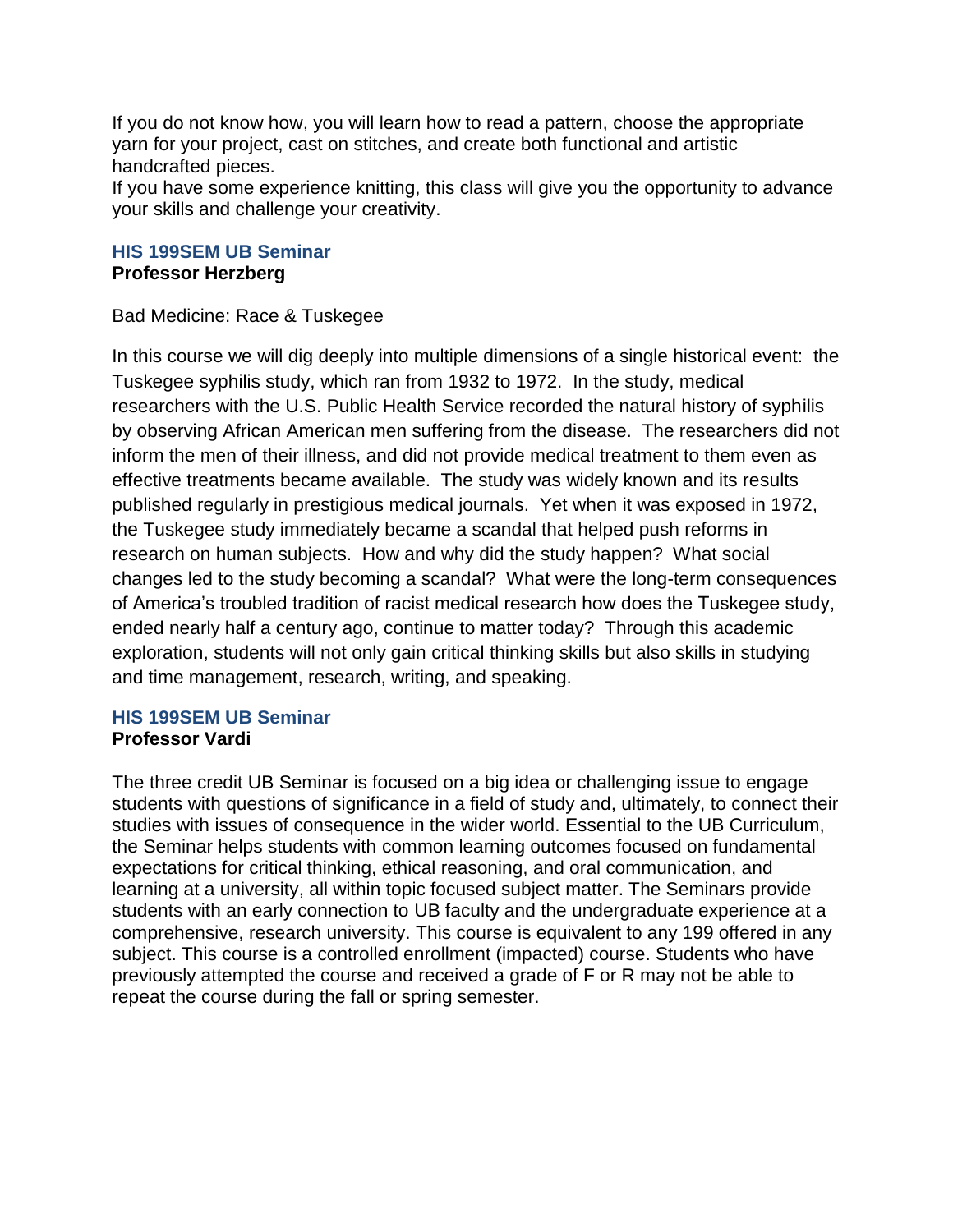If you do not know how, you will learn how to read a pattern, choose the appropriate yarn for your project, cast on stitches, and create both functional and artistic handcrafted pieces.
If you have some experience knitting, this class will give you the opportunity to advance your skills and challenge your creativity.

### HIS 199SEM UB Seminar
**Professor Herzberg**

Bad Medicine: Race & Tuskegee

In this course we will dig deeply into multiple dimensions of a single historical event: the Tuskegee syphilis study, which ran from 1932 to 1972. In the study, medical researchers with the U.S. Public Health Service recorded the natural history of syphilis by observing African American men suffering from the disease. The researchers did not inform the men of their illness, and did not provide medical treatment to them even as effective treatments became available. The study was widely known and its results published regularly in prestigious medical journals. Yet when it was exposed in 1972, the Tuskegee study immediately became a scandal that helped push reforms in research on human subjects. How and why did the study happen? What social changes led to the study becoming a scandal? What were the long-term consequences of America's troubled tradition of racist medical research how does the Tuskegee study, ended nearly half a century ago, continue to matter today? Through this academic exploration, students will not only gain critical thinking skills but also skills in studying and time management, research, writing, and speaking.

### HIS 199SEM UB Seminar
**Professor Vardi**

The three credit UB Seminar is focused on a big idea or challenging issue to engage students with questions of significance in a field of study and, ultimately, to connect their studies with issues of consequence in the wider world. Essential to the UB Curriculum, the Seminar helps students with common learning outcomes focused on fundamental expectations for critical thinking, ethical reasoning, and oral communication, and learning at a university, all within topic focused subject matter. The Seminars provide students with an early connection to UB faculty and the undergraduate experience at a comprehensive, research university. This course is equivalent to any 199 offered in any subject. This course is a controlled enrollment (impacted) course. Students who have previously attempted the course and received a grade of F or R may not be able to repeat the course during the fall or spring semester.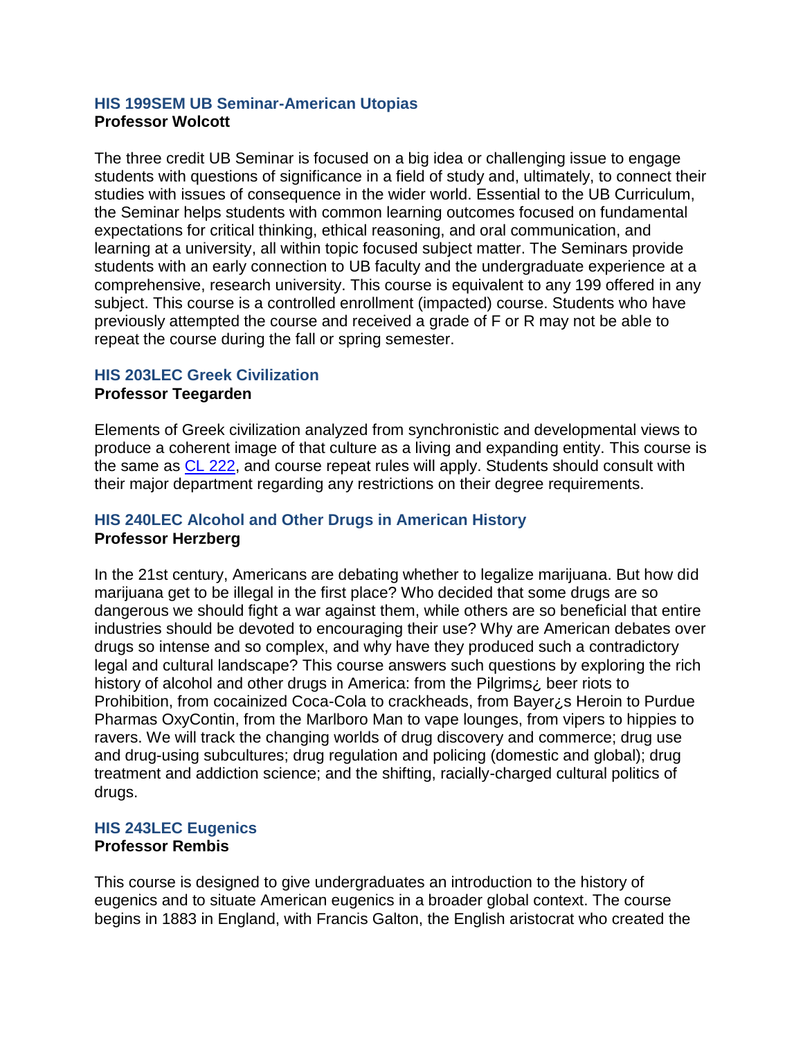### HIS 199SEM UB Seminar-American Utopias
**Professor Wolcott**

The three credit UB Seminar is focused on a big idea or challenging issue to engage students with questions of significance in a field of study and, ultimately, to connect their studies with issues of consequence in the wider world. Essential to the UB Curriculum, the Seminar helps students with common learning outcomes focused on fundamental expectations for critical thinking, ethical reasoning, and oral communication, and learning at a university, all within topic focused subject matter. The Seminars provide students with an early connection to UB faculty and the undergraduate experience at a comprehensive, research university. This course is equivalent to any 199 offered in any subject. This course is a controlled enrollment (impacted) course. Students who have previously attempted the course and received a grade of F or R may not be able to repeat the course during the fall or spring semester.

### HIS 203LEC Greek Civilization
**Professor Teegarden**

Elements of Greek civilization analyzed from synchronistic and developmental views to produce a coherent image of that culture as a living and expanding entity. This course is the same as CL 222, and course repeat rules will apply. Students should consult with their major department regarding any restrictions on their degree requirements.

### HIS 240LEC Alcohol and Other Drugs in American History
**Professor Herzberg**

In the 21st century, Americans are debating whether to legalize marijuana. But how did marijuana get to be illegal in the first place? Who decided that some drugs are so dangerous we should fight a war against them, while others are so beneficial that entire industries should be devoted to encouraging their use? Why are American debates over drugs so intense and so complex, and why have they produced such a contradictory legal and cultural landscape? This course answers such questions by exploring the rich history of alcohol and other drugs in America: from the Pilgrims¿ beer riots to Prohibition, from cocainized Coca-Cola to crackheads, from Bayer¿s Heroin to Purdue Pharmas OxyContin, from the Marlboro Man to vape lounges, from vipers to hippies to ravers. We will track the changing worlds of drug discovery and commerce; drug use and drug-using subcultures; drug regulation and policing (domestic and global); drug treatment and addiction science; and the shifting, racially-charged cultural politics of drugs.

### HIS 243LEC Eugenics
**Professor Rembis**

This course is designed to give undergraduates an introduction to the history of eugenics and to situate American eugenics in a broader global context. The course begins in 1883 in England, with Francis Galton, the English aristocrat who created the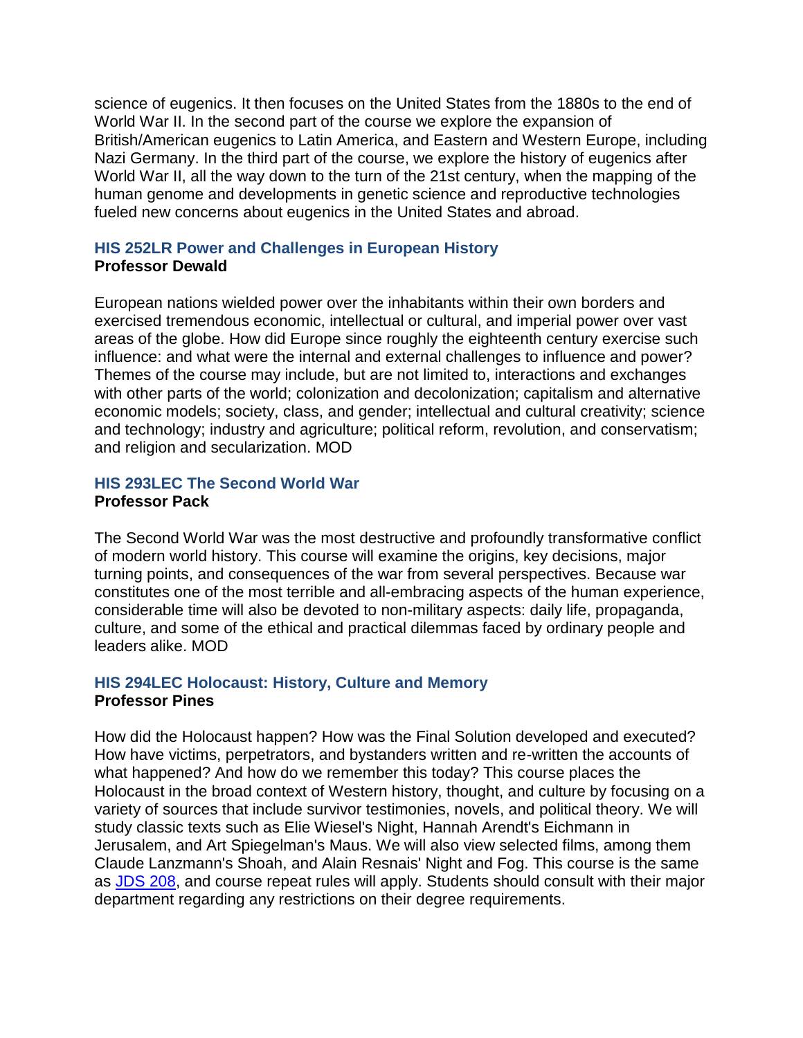science of eugenics. It then focuses on the United States from the 1880s to the end of World War II. In the second part of the course we explore the expansion of British/American eugenics to Latin America, and Eastern and Western Europe, including Nazi Germany. In the third part of the course, we explore the history of eugenics after World War II, all the way down to the turn of the 21st century, when the mapping of the human genome and developments in genetic science and reproductive technologies fueled new concerns about eugenics in the United States and abroad.

### HIS 252LR Power and Challenges in European History
**Professor Dewald**

European nations wielded power over the inhabitants within their own borders and exercised tremendous economic, intellectual or cultural, and imperial power over vast areas of the globe. How did Europe since roughly the eighteenth century exercise such influence: and what were the internal and external challenges to influence and power? Themes of the course may include, but are not limited to, interactions and exchanges with other parts of the world; colonization and decolonization; capitalism and alternative economic models; society, class, and gender; intellectual and cultural creativity; science and technology; industry and agriculture; political reform, revolution, and conservatism; and religion and secularization. MOD

### HIS 293LEC The Second World War
**Professor Pack**

The Second World War was the most destructive and profoundly transformative conflict of modern world history. This course will examine the origins, key decisions, major turning points, and consequences of the war from several perspectives. Because war constitutes one of the most terrible and all-embracing aspects of the human experience, considerable time will also be devoted to non-military aspects: daily life, propaganda, culture, and some of the ethical and practical dilemmas faced by ordinary people and leaders alike. MOD

### HIS 294LEC Holocaust: History, Culture and Memory
**Professor Pines**

How did the Holocaust happen? How was the Final Solution developed and executed? How have victims, perpetrators, and bystanders written and re-written the accounts of what happened? And how do we remember this today? This course places the Holocaust in the broad context of Western history, thought, and culture by focusing on a variety of sources that include survivor testimonies, novels, and political theory. We will study classic texts such as Elie Wiesel's Night, Hannah Arendt's Eichmann in Jerusalem, and Art Spiegelman's Maus. We will also view selected films, among them Claude Lanzmann's Shoah, and Alain Resnais' Night and Fog. This course is the same as JDS 208, and course repeat rules will apply. Students should consult with their major department regarding any restrictions on their degree requirements.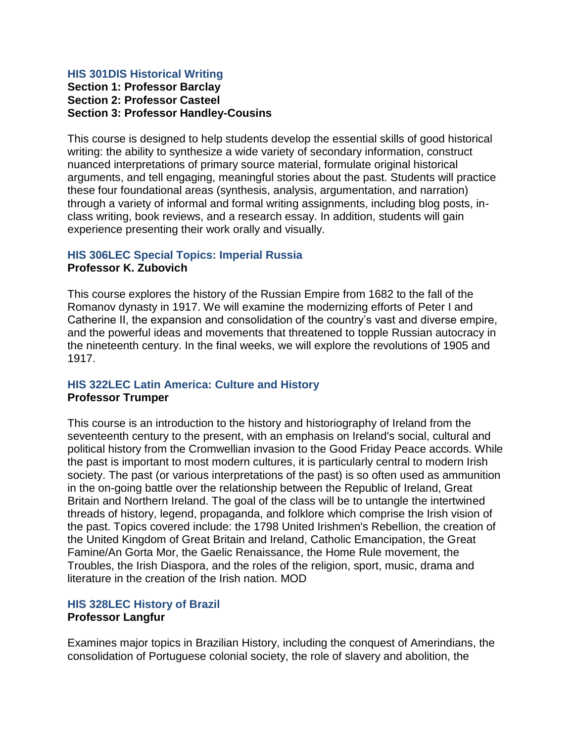### HIS 301DIS Historical Writing

**Section 1: Professor Barclay**
**Section 2: Professor Casteel**
**Section 3: Professor Handley-Cousins**

This course is designed to help students develop the essential skills of good historical writing: the ability to synthesize a wide variety of secondary information, construct nuanced interpretations of primary source material, formulate original historical arguments, and tell engaging, meaningful stories about the past. Students will practice these four foundational areas (synthesis, analysis, argumentation, and narration) through a variety of informal and formal writing assignments, including blog posts, in-class writing, book reviews, and a research essay. In addition, students will gain experience presenting their work orally and visually.

### HIS 306LEC Special Topics: Imperial Russia

**Professor K. Zubovich**

This course explores the history of the Russian Empire from 1682 to the fall of the Romanov dynasty in 1917. We will examine the modernizing efforts of Peter I and Catherine II, the expansion and consolidation of the country's vast and diverse empire, and the powerful ideas and movements that threatened to topple Russian autocracy in the nineteenth century. In the final weeks, we will explore the revolutions of 1905 and 1917.

### HIS 322LEC Latin America: Culture and History

**Professor Trumper**

This course is an introduction to the history and historiography of Ireland from the seventeenth century to the present, with an emphasis on Ireland's social, cultural and political history from the Cromwellian invasion to the Good Friday Peace accords. While the past is important to most modern cultures, it is particularly central to modern Irish society. The past (or various interpretations of the past) is so often used as ammunition in the on-going battle over the relationship between the Republic of Ireland, Great Britain and Northern Ireland. The goal of the class will be to untangle the intertwined threads of history, legend, propaganda, and folklore which comprise the Irish vision of the past. Topics covered include: the 1798 United Irishmen's Rebellion, the creation of the United Kingdom of Great Britain and Ireland, Catholic Emancipation, the Great Famine/An Gorta Mor, the Gaelic Renaissance, the Home Rule movement, the Troubles, the Irish Diaspora, and the roles of the religion, sport, music, drama and literature in the creation of the Irish nation. MOD

### HIS 328LEC History of Brazil

**Professor Langfur**

Examines major topics in Brazilian History, including the conquest of Amerindians, the consolidation of Portuguese colonial society, the role of slavery and abolition, the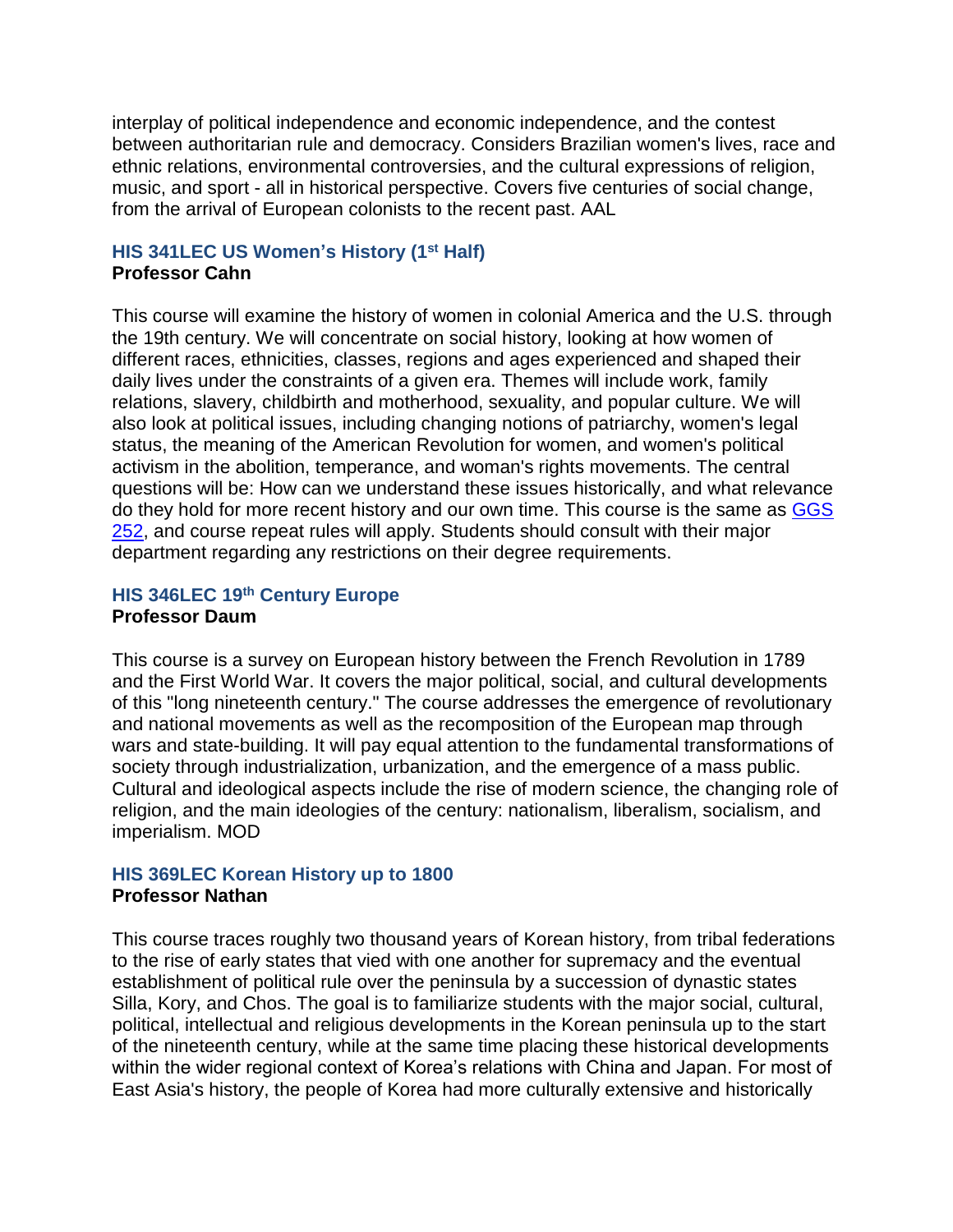interplay of political independence and economic independence, and the contest between authoritarian rule and democracy. Considers Brazilian women's lives, race and ethnic relations, environmental controversies, and the cultural expressions of religion, music, and sport - all in historical perspective. Covers five centuries of social change, from the arrival of European colonists to the recent past. AAL

### HIS 341LEC US Women's History (1st Half)
**Professor Cahn**

This course will examine the history of women in colonial America and the U.S. through the 19th century. We will concentrate on social history, looking at how women of different races, ethnicities, classes, regions and ages experienced and shaped their daily lives under the constraints of a given era. Themes will include work, family relations, slavery, childbirth and motherhood, sexuality, and popular culture. We will also look at political issues, including changing notions of patriarchy, women's legal status, the meaning of the American Revolution for women, and women's political activism in the abolition, temperance, and woman's rights movements. The central questions will be: How can we understand these issues historically, and what relevance do they hold for more recent history and our own time. This course is the same as GGS 252, and course repeat rules will apply. Students should consult with their major department regarding any restrictions on their degree requirements.

### HIS 346LEC 19th Century Europe
**Professor Daum**

This course is a survey on European history between the French Revolution in 1789 and the First World War. It covers the major political, social, and cultural developments of this "long nineteenth century." The course addresses the emergence of revolutionary and national movements as well as the recomposition of the European map through wars and state-building. It will pay equal attention to the fundamental transformations of society through industrialization, urbanization, and the emergence of a mass public. Cultural and ideological aspects include the rise of modern science, the changing role of religion, and the main ideologies of the century: nationalism, liberalism, socialism, and imperialism. MOD

### HIS 369LEC Korean History up to 1800
**Professor Nathan**

This course traces roughly two thousand years of Korean history, from tribal federations to the rise of early states that vied with one another for supremacy and the eventual establishment of political rule over the peninsula by a succession of dynastic states Silla, Kory, and Chos. The goal is to familiarize students with the major social, cultural, political, intellectual and religious developments in the Korean peninsula up to the start of the nineteenth century, while at the same time placing these historical developments within the wider regional context of Korea's relations with China and Japan. For most of East Asia's history, the people of Korea had more culturally extensive and historically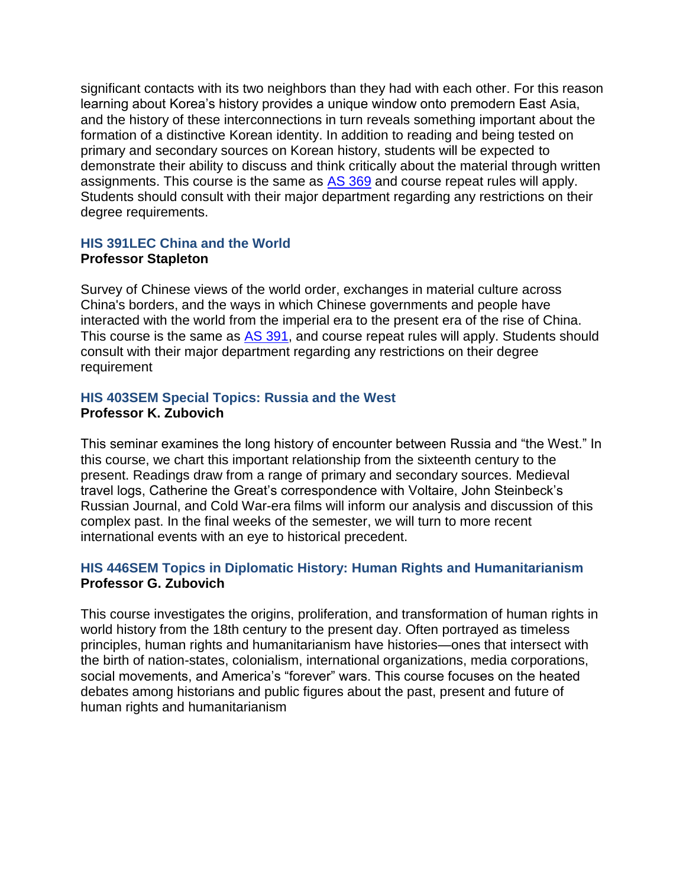significant contacts with its two neighbors than they had with each other. For this reason learning about Korea's history provides a unique window onto premodern East Asia, and the history of these interconnections in turn reveals something important about the formation of a distinctive Korean identity. In addition to reading and being tested on primary and secondary sources on Korean history, students will be expected to demonstrate their ability to discuss and think critically about the material through written assignments. This course is the same as AS 369 and course repeat rules will apply. Students should consult with their major department regarding any restrictions on their degree requirements.

### HIS 391LEC China and the World
**Professor Stapleton**

Survey of Chinese views of the world order, exchanges in material culture across China's borders, and the ways in which Chinese governments and people have interacted with the world from the imperial era to the present era of the rise of China. This course is the same as AS 391, and course repeat rules will apply. Students should consult with their major department regarding any restrictions on their degree requirement

### HIS 403SEM Special Topics: Russia and the West
**Professor K. Zubovich**

This seminar examines the long history of encounter between Russia and "the West." In this course, we chart this important relationship from the sixteenth century to the present. Readings draw from a range of primary and secondary sources. Medieval travel logs, Catherine the Great's correspondence with Voltaire, John Steinbeck's Russian Journal, and Cold War-era films will inform our analysis and discussion of this complex past. In the final weeks of the semester, we will turn to more recent international events with an eye to historical precedent.

### HIS 446SEM Topics in Diplomatic History: Human Rights and Humanitarianism
**Professor G. Zubovich**

This course investigates the origins, proliferation, and transformation of human rights in world history from the 18th century to the present day. Often portrayed as timeless principles, human rights and humanitarianism have histories—ones that intersect with the birth of nation-states, colonialism, international organizations, media corporations, social movements, and America's "forever" wars. This course focuses on the heated debates among historians and public figures about the past, present and future of human rights and humanitarianism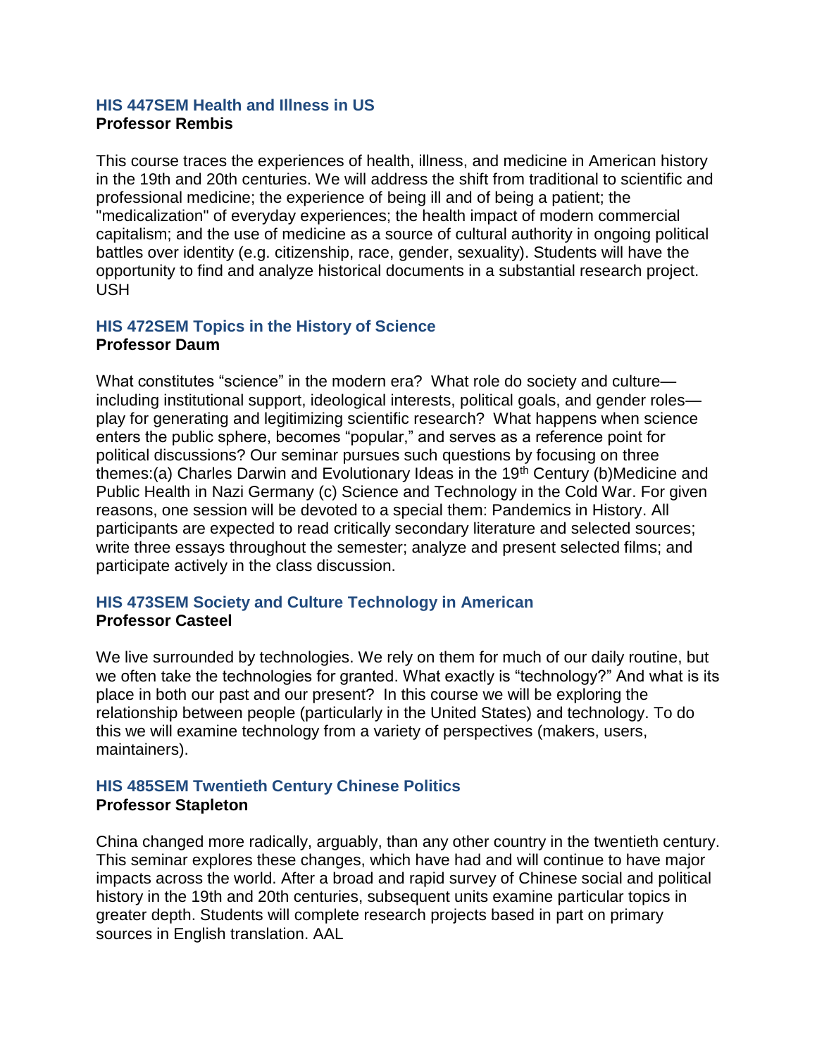### HIS 447SEM Health and Illness in US

**Professor Rembis**

This course traces the experiences of health, illness, and medicine in American history in the 19th and 20th centuries. We will address the shift from traditional to scientific and professional medicine; the experience of being ill and of being a patient; the "medicalization" of everyday experiences; the health impact of modern commercial capitalism; and the use of medicine as a source of cultural authority in ongoing political battles over identity (e.g. citizenship, race, gender, sexuality). Students will have the opportunity to find and analyze historical documents in a substantial research project. USH

### HIS 472SEM Topics in the History of Science

**Professor Daum**

What constitutes "science" in the modern era? What role do society and culture—including institutional support, ideological interests, political goals, and gender roles—play for generating and legitimizing scientific research? What happens when science enters the public sphere, becomes "popular," and serves as a reference point for political discussions? Our seminar pursues such questions by focusing on three themes:(a) Charles Darwin and Evolutionary Ideas in the 19th Century (b)Medicine and Public Health in Nazi Germany (c) Science and Technology in the Cold War. For given reasons, one session will be devoted to a special them: Pandemics in History. All participants are expected to read critically secondary literature and selected sources; write three essays throughout the semester; analyze and present selected films; and participate actively in the class discussion.

### HIS 473SEM Society and Culture Technology in American

**Professor Casteel**

We live surrounded by technologies. We rely on them for much of our daily routine, but we often take the technologies for granted. What exactly is "technology?" And what is its place in both our past and our present? In this course we will be exploring the relationship between people (particularly in the United States) and technology. To do this we will examine technology from a variety of perspectives (makers, users, maintainers).

### HIS 485SEM Twentieth Century Chinese Politics

**Professor Stapleton**

China changed more radically, arguably, than any other country in the twentieth century. This seminar explores these changes, which have had and will continue to have major impacts across the world. After a broad and rapid survey of Chinese social and political history in the 19th and 20th centuries, subsequent units examine particular topics in greater depth. Students will complete research projects based in part on primary sources in English translation. AAL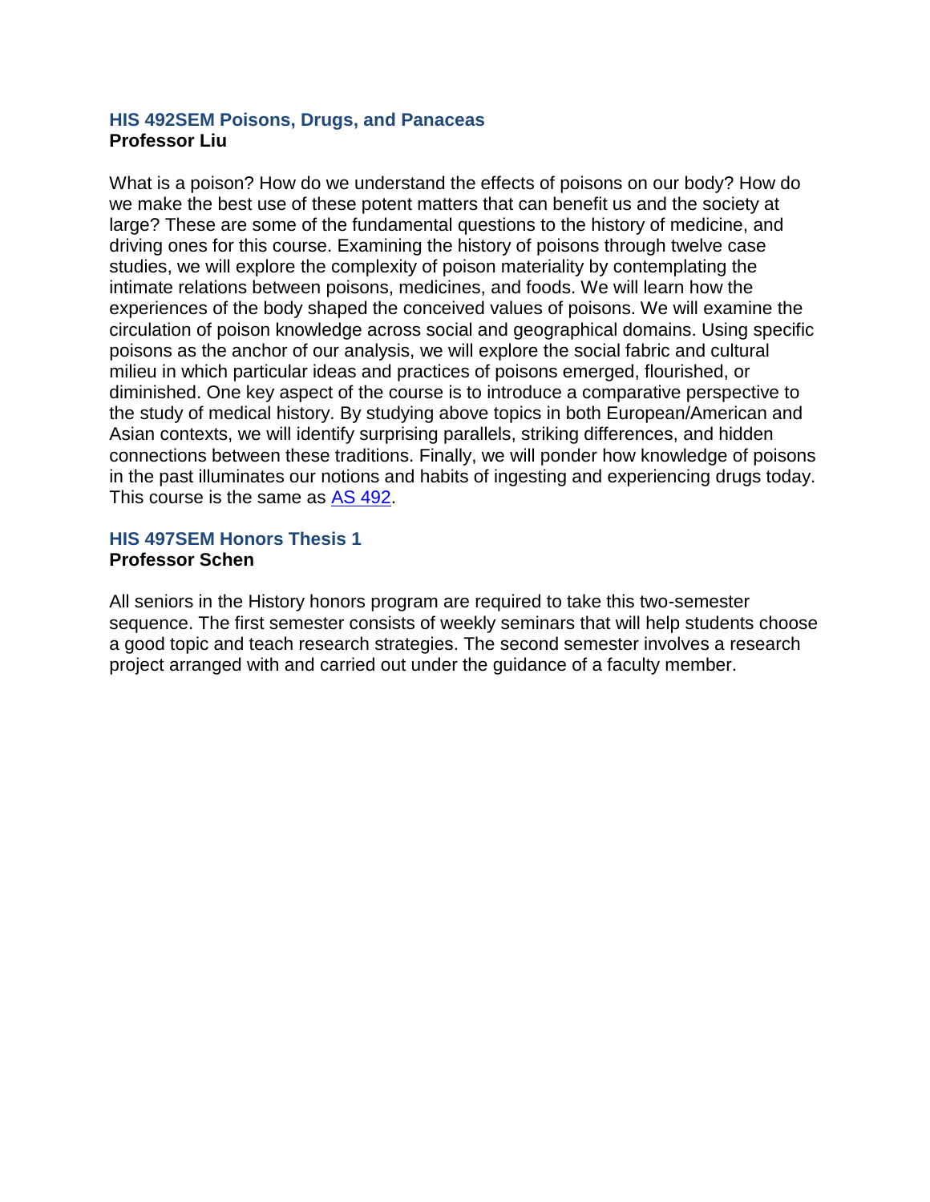### HIS 492SEM Poisons, Drugs, and Panaceas
**Professor Liu**

What is a poison? How do we understand the effects of poisons on our body? How do we make the best use of these potent matters that can benefit us and the society at large? These are some of the fundamental questions to the history of medicine, and driving ones for this course. Examining the history of poisons through twelve case studies, we will explore the complexity of poison materiality by contemplating the intimate relations between poisons, medicines, and foods. We will learn how the experiences of the body shaped the conceived values of poisons. We will examine the circulation of poison knowledge across social and geographical domains. Using specific poisons as the anchor of our analysis, we will explore the social fabric and cultural milieu in which particular ideas and practices of poisons emerged, flourished, or diminished. One key aspect of the course is to introduce a comparative perspective to the study of medical history. By studying above topics in both European/American and Asian contexts, we will identify surprising parallels, striking differences, and hidden connections between these traditions. Finally, we will ponder how knowledge of poisons in the past illuminates our notions and habits of ingesting and experiencing drugs today. This course is the same as AS 492.

### HIS 497SEM Honors Thesis 1
**Professor Schen**

All seniors in the History honors program are required to take this two-semester sequence. The first semester consists of weekly seminars that will help students choose a good topic and teach research strategies. The second semester involves a research project arranged with and carried out under the guidance of a faculty member.